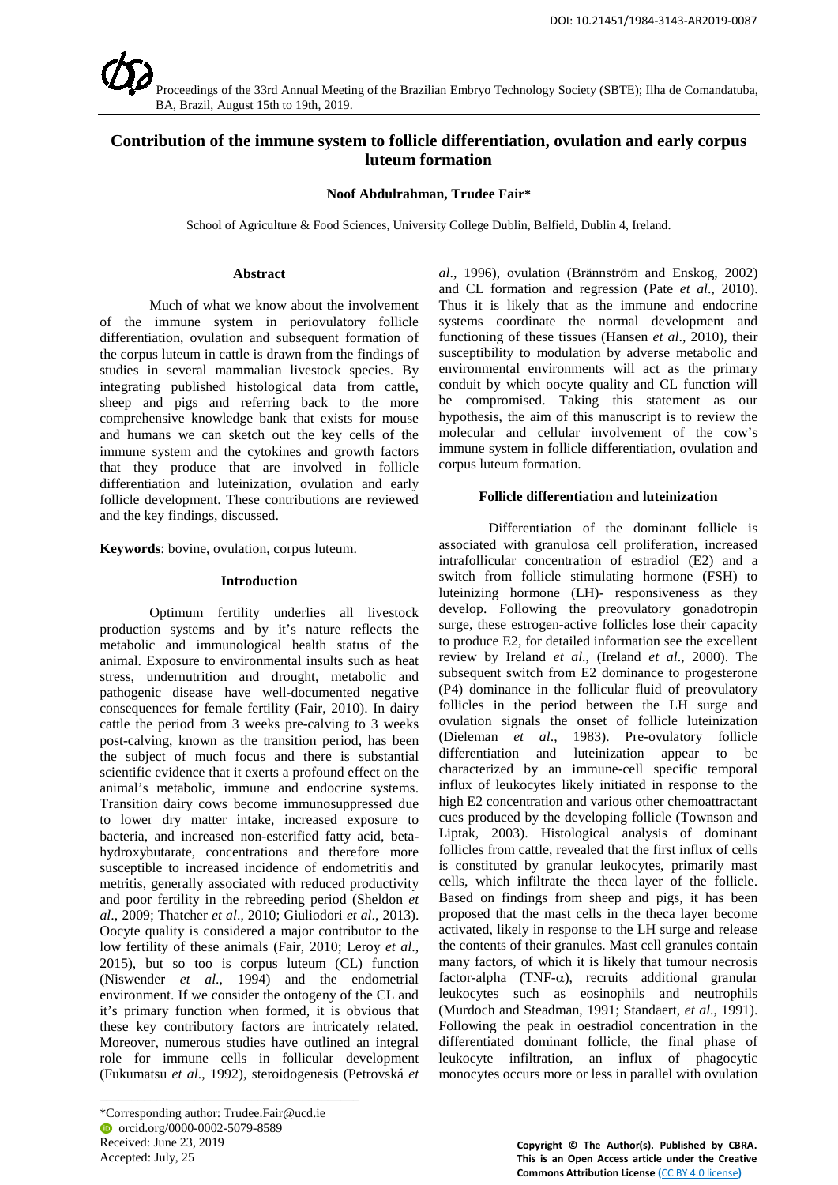DOI: 10.21451/1984-3143-AR2019-0087

Proceedings of the 33rd Annual Meeting of the Brazilian Embryo Technology Society (SBTE); Ilha de Comandatuba, BA, Brazil, August 15th to 19th, 2019.

# Contribution of the immune system to follicle differentiation, ovulation and early corpus luteum formation

**Noof Abdulrahman, Trudee Fair***

School of Agriculture & Food Sciences, University College Dublin, Belfield, Dublin 4, Ireland.

## Abstract

Much of what we know about the involvement of the immune system in periovulatory follicle differentiation, ovulation and subsequent formation of the corpus luteum in cattle is drawn from the findings of studies in several mammalian livestock species. By integrating published histological data from cattle, sheep and pigs and referring back to the more comprehensive knowledge bank that exists for mouse and humans we can sketch out the key cells of the immune system and the cytokines and growth factors that they produce that are involved in follicle differentiation and luteinization, ovulation and early follicle development. These contributions are reviewed and the key findings, discussed.

**Keywords**: bovine, ovulation, corpus luteum.

## Introduction

Optimum fertility underlies all livestock production systems and by it's nature reflects the metabolic and immunological health status of the animal. Exposure to environmental insults such as heat stress, undernutrition and drought, metabolic and pathogenic disease have well-documented negative consequences for female fertility (Fair, 2010). In dairy cattle the period from 3 weeks pre-calving to 3 weeks post-calving, known as the transition period, has been the subject of much focus and there is substantial scientific evidence that it exerts a profound effect on the animal's metabolic, immune and endocrine systems. Transition dairy cows become immunosuppressed due to lower dry matter intake, increased exposure to bacteria, and increased non-esterified fatty acid, beta-hydroxybutarate, concentrations and therefore more susceptible to increased incidence of endometritis and metritis, generally associated with reduced productivity and poor fertility in the rebreeding period (Sheldon *et al*., 2009; Thatcher *et al*., 2010; Giuliodori *et al*., 2013). Oocyte quality is considered a major contributor to the low fertility of these animals (Fair, 2010; Leroy *et al*., 2015), but so too is corpus luteum (CL) function (Niswender *et al*., 1994) and the endometrial environment. If we consider the ontogeny of the CL and it's primary function when formed, it is obvious that these key contributory factors are intricately related. Moreover, numerous studies have outlined an integral role for immune cells in follicular development (Fukumatsu *et al*., 1992), steroidogenesis (Petrovská *et al*., 1996), ovulation (Brännström and Enskog, 2002) and CL formation and regression (Pate *et al*., 2010). Thus it is likely that as the immune and endocrine systems coordinate the normal development and functioning of these tissues (Hansen *et al*., 2010), their susceptibility to modulation by adverse metabolic and environmental environments will act as the primary conduit by which oocyte quality and CL function will be compromised. Taking this statement as our hypothesis, the aim of this manuscript is to review the molecular and cellular involvement of the cow's immune system in follicle differentiation, ovulation and corpus luteum formation.

## Follicle differentiation and luteinization

Differentiation of the dominant follicle is associated with granulosa cell proliferation, increased intrafollicular concentration of estradiol (E2) and a switch from follicle stimulating hormone (FSH) to luteinizing hormone (LH)- responsiveness as they develop. Following the preovulatory gonadotropin surge, these estrogen-active follicles lose their capacity to produce E2, for detailed information see the excellent review by Ireland *et al*., (Ireland *et al*., 2000). The subsequent switch from E2 dominance to progesterone (P4) dominance in the follicular fluid of preovulatory follicles in the period between the LH surge and ovulation signals the onset of follicle luteinization (Dieleman *et al*., 1983). Pre-ovulatory follicle differentiation and luteinization appear to be characterized by an immune-cell specific temporal influx of leukocytes likely initiated in response to the high E2 concentration and various other chemoattractant cues produced by the developing follicle (Townson and Liptak, 2003). Histological analysis of dominant follicles from cattle, revealed that the first influx of cells is constituted by granular leukocytes, primarily mast cells, which infiltrate the theca layer of the follicle. Based on findings from sheep and pigs, it has been proposed that the mast cells in the theca layer become activated, likely in response to the LH surge and release the contents of their granules. Mast cell granules contain many factors, of which it is likely that tumour necrosis factor-alpha (TNF-$\alpha$), recruits additional granular leukocytes such as eosinophils and neutrophils (Murdoch and Steadman, 1991; Standaert, *et al*., 1991). Following the peak in oestradiol concentration in the differentiated dominant follicle, the final phase of leukocyte infiltration, an influx of phagocytic monocytes occurs more or less in parallel with ovulation

---

*Corresponding author: Trudee.Fair@ucd.ie
orcid.org/0000-0002-5079-8589
Received: June 23, 2019
Accepted: July, 25

**Copyright © The Author(s). Published by CBRA. This is an Open Access article under the Creative Commons Attribution License (CC BY 4.0 license)**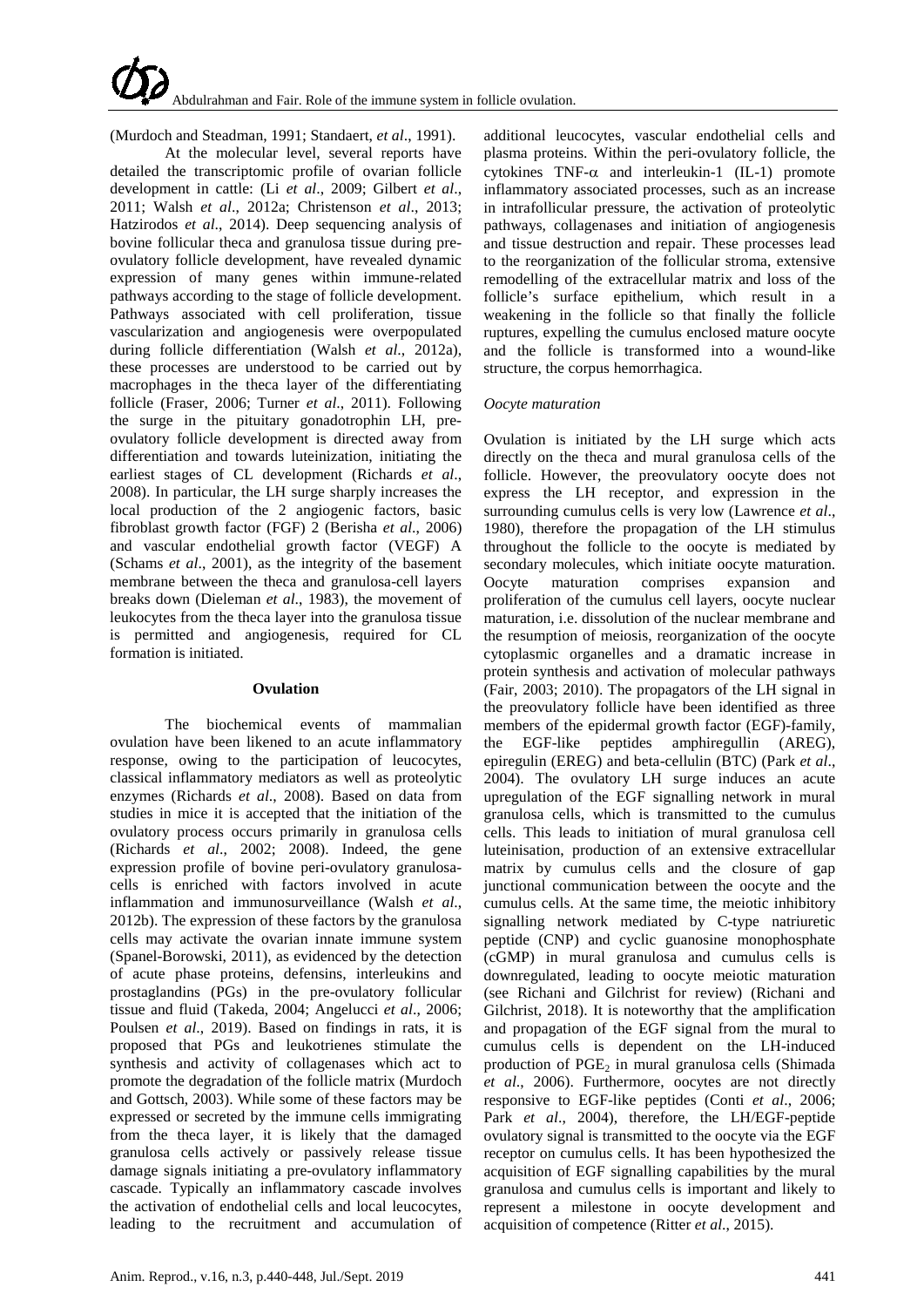(Murdoch and Steadman, 1991; Standaert, *et al*., 1991).

At the molecular level, several reports have detailed the transcriptomic profile of ovarian follicle development in cattle: (Li *et al*., 2009; Gilbert *et al*., 2011; Walsh *et al*., 2012a; Christenson *et al*., 2013; Hatzirodos *et al*., 2014). Deep sequencing analysis of bovine follicular theca and granulosa tissue during pre-ovulatory follicle development, have revealed dynamic expression of many genes within immune-related pathways according to the stage of follicle development. Pathways associated with cell proliferation, tissue vascularization and angiogenesis were overpopulated during follicle differentiation (Walsh *et al*., 2012a), these processes are understood to be carried out by macrophages in the theca layer of the differentiating follicle (Fraser, 2006; Turner *et al*., 2011). Following the surge in the pituitary gonadotrophin LH, pre-ovulatory follicle development is directed away from differentiation and towards luteinization, initiating the earliest stages of CL development (Richards *et al*., 2008). In particular, the LH surge sharply increases the local production of the 2 angiogenic factors, basic fibroblast growth factor (FGF) 2 (Berisha *et al*., 2006) and vascular endothelial growth factor (VEGF) A (Schams *et al*., 2001), as the integrity of the basement membrane between the theca and granulosa-cell layers breaks down (Dieleman *et al*., 1983), the movement of leukocytes from the theca layer into the granulosa tissue is permitted and angiogenesis, required for CL formation is initiated.

## Ovulation

The biochemical events of mammalian ovulation have been likened to an acute inflammatory response, owing to the participation of leucocytes, classical inflammatory mediators as well as proteolytic enzymes (Richards *et al*., 2008). Based on data from studies in mice it is accepted that the initiation of the ovulatory process occurs primarily in granulosa cells (Richards *et al*., 2002; 2008). Indeed, the gene expression profile of bovine peri-ovulatory granulosa-cells is enriched with factors involved in acute inflammation and immunosurveillance (Walsh *et al*., 2012b). The expression of these factors by the granulosa cells may activate the ovarian innate immune system (Spanel-Borowski, 2011), as evidenced by the detection of acute phase proteins, defensins, interleukins and prostaglandins (PGs) in the pre-ovulatory follicular tissue and fluid (Takeda, 2004; Angelucci *et al*., 2006; Poulsen *et al*., 2019). Based on findings in rats, it is proposed that PGs and leukotrienes stimulate the synthesis and activity of collagenases which act to promote the degradation of the follicle matrix (Murdoch and Gottsch, 2003). While some of these factors may be expressed or secreted by the immune cells immigrating from the theca layer, it is likely that the damaged granulosa cells actively or passively release tissue damage signals initiating a pre-ovulatory inflammatory cascade. Typically an inflammatory cascade involves the activation of endothelial cells and local leucocytes, leading to the recruitment and accumulation of additional leucocytes, vascular endothelial cells and plasma proteins. Within the peri-ovulatory follicle, the cytokines TNF-$\alpha$ and interleukin-1 (IL-1) promote inflammatory associated processes, such as an increase in intrafollicular pressure, the activation of proteolytic pathways, collagenases and initiation of angiogenesis and tissue destruction and repair. These processes lead to the reorganization of the follicular stroma, extensive remodelling of the extracellular matrix and loss of the follicle's surface epithelium, which result in a weakening in the follicle so that finally the follicle ruptures, expelling the cumulus enclosed mature oocyte and the follicle is transformed into a wound-like structure, the corpus hemorrhagica.

### *Oocyte maturation*

Ovulation is initiated by the LH surge which acts directly on the theca and mural granulosa cells of the follicle. However, the preovulatory oocyte does not express the LH receptor, and expression in the surrounding cumulus cells is very low (Lawrence *et al*., 1980), therefore the propagation of the LH stimulus throughout the follicle to the oocyte is mediated by secondary molecules, which initiate oocyte maturation. Oocyte maturation comprises expansion and proliferation of the cumulus cell layers, oocyte nuclear maturation, i.e. dissolution of the nuclear membrane and the resumption of meiosis, reorganization of the oocyte cytoplasmic organelles and a dramatic increase in protein synthesis and activation of molecular pathways (Fair, 2003; 2010). The propagators of the LH signal in the preovulatory follicle have been identified as three members of the epidermal growth factor (EGF)-family, the EGF-like peptides amphiregullin (AREG), epiregulin (EREG) and beta-cellulin (BTC) (Park *et al*., 2004). The ovulatory LH surge induces an acute upregulation of the EGF signalling network in mural granulosa cells, which is transmitted to the cumulus cells. This leads to initiation of mural granulosa cell luteinisation, production of an extensive extracellular matrix by cumulus cells and the closure of gap junctional communication between the oocyte and the cumulus cells. At the same time, the meiotic inhibitory signalling network mediated by C-type natriuretic peptide (CNP) and cyclic guanosine monophosphate (cGMP) in mural granulosa and cumulus cells is downregulated, leading to oocyte meiotic maturation (see Richani and Gilchrist for review) (Richani and Gilchrist, 2018). It is noteworthy that the amplification and propagation of the EGF signal from the mural to cumulus cells is dependent on the LH-induced production of $PGE_2$ in mural granulosa cells (Shimada *et al*., 2006). Furthermore, oocytes are not directly responsive to EGF-like peptides (Conti *et al*., 2006; Park *et al*., 2004), therefore, the LH/EGF-peptide ovulatory signal is transmitted to the oocyte via the EGF receptor on cumulus cells. It has been hypothesized the acquisition of EGF signalling capabilities by the mural granulosa and cumulus cells is important and likely to represent a milestone in oocyte development and acquisition of competence (Ritter *et al*., 2015).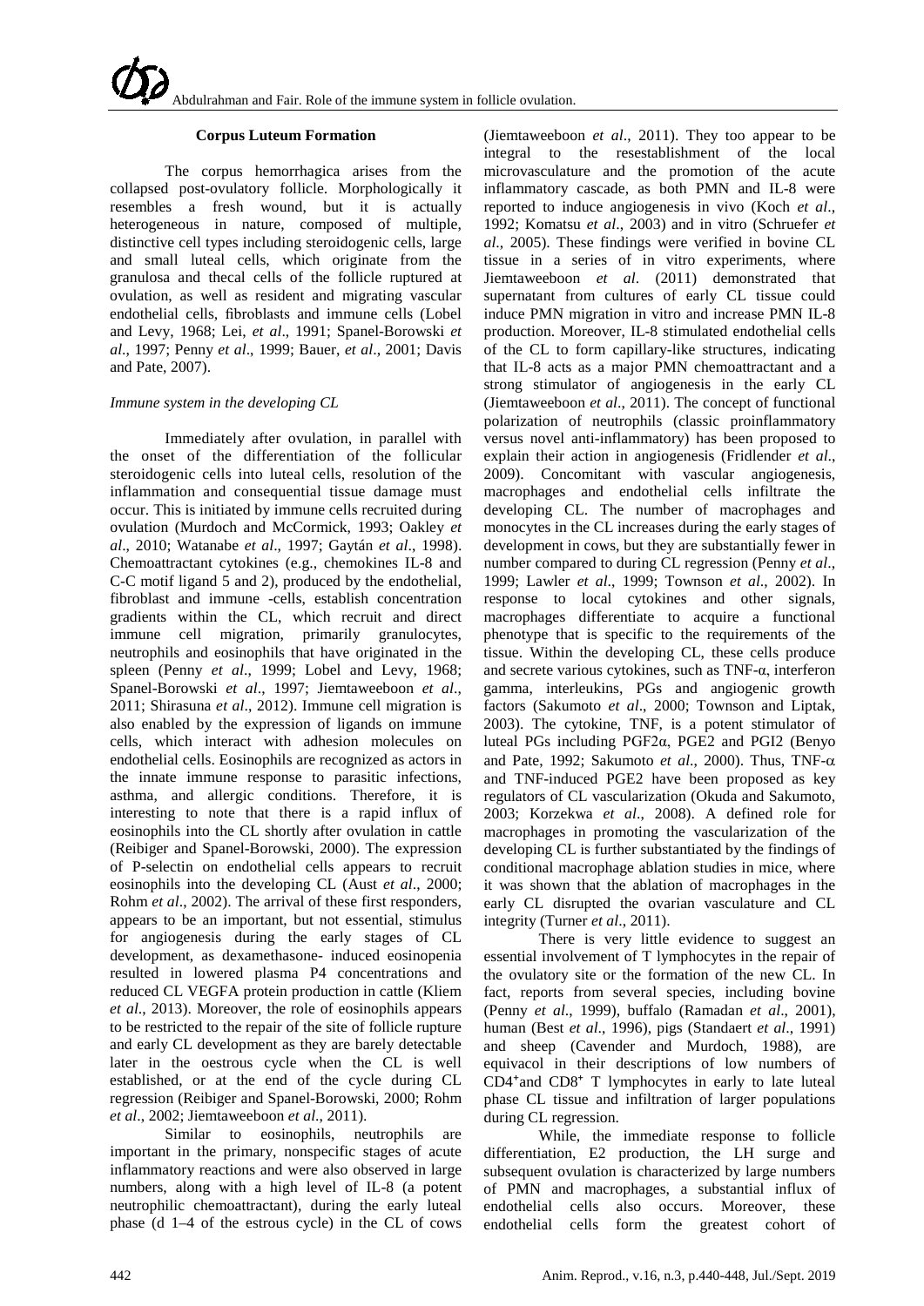## Corpus Luteum Formation

The corpus hemorrhagica arises from the collapsed post-ovulatory follicle. Morphologically it resembles a fresh wound, but it is actually heterogeneous in nature, composed of multiple, distinctive cell types including steroidogenic cells, large and small luteal cells, which originate from the granulosa and thecal cells of the follicle ruptured at ovulation, as well as resident and migrating vascular endothelial cells, fibroblasts and immune cells (Lobel and Levy, 1968; Lei, *et al*., 1991; Spanel-Borowski *et al*., 1997; Penny *et al*., 1999; Bauer, *et al*., 2001; Davis and Pate, 2007).

### *Immune system in the developing CL*

Immediately after ovulation, in parallel with the onset of the differentiation of the follicular steroidogenic cells into luteal cells, resolution of the inflammation and consequential tissue damage must occur. This is initiated by immune cells recruited during ovulation (Murdoch and McCormick, 1993; Oakley *et al*., 2010; Watanabe *et al*., 1997; Gaytán *et al*., 1998). Chemoattractant cytokines (e.g., chemokines IL-8 and C-C motif ligand 5 and 2), produced by the endothelial, fibroblast and immune -cells, establish concentration gradients within the CL, which recruit and direct immune cell migration, primarily granulocytes, neutrophils and eosinophils that have originated in the spleen (Penny *et al*., 1999; Lobel and Levy, 1968; Spanel-Borowski *et al*., 1997; Jiemtaweeboon *et al*., 2011; Shirasuna *et al*., 2012). Immune cell migration is also enabled by the expression of ligands on immune cells, which interact with adhesion molecules on endothelial cells. Eosinophils are recognized as actors in the innate immune response to parasitic infections, asthma, and allergic conditions. Therefore, it is interesting to note that there is a rapid influx of eosinophils into the CL shortly after ovulation in cattle (Reibiger and Spanel-Borowski, 2000). The expression of P-selectin on endothelial cells appears to recruit eosinophils into the developing CL (Aust *et al*., 2000; Rohm *et al*., 2002). The arrival of these first responders, appears to be an important, but not essential, stimulus for angiogenesis during the early stages of CL development, as dexamethasone- induced eosinopenia resulted in lowered plasma P4 concentrations and reduced CL VEGFA protein production in cattle (Kliem *et al*., 2013). Moreover, the role of eosinophils appears to be restricted to the repair of the site of follicle rupture and early CL development as they are barely detectable later in the oestrous cycle when the CL is well established, or at the end of the cycle during CL regression (Reibiger and Spanel-Borowski, 2000; Rohm *et al*., 2002; Jiemtaweeboon *et al*., 2011).

Similar to eosinophils, neutrophils are important in the primary, nonspecific stages of acute inflammatory reactions and were also observed in large numbers, along with a high level of IL-8 (a potent neutrophilic chemoattractant), during the early luteal phase (d 1–4 of the estrous cycle) in the CL of cows (Jiemtaweeboon *et al*., 2011). They too appear to be integral to the resestablishment of the local microvasculature and the promotion of the acute inflammatory cascade, as both PMN and IL-8 were reported to induce angiogenesis in vivo (Koch *et al*., 1992; Komatsu *et al*., 2003) and in vitro (Schruefer *et al*., 2005). These findings were verified in bovine CL tissue in a series of in vitro experiments, where Jiemtaweeboon *et al*. (2011) demonstrated that supernatant from cultures of early CL tissue could induce PMN migration in vitro and increase PMN IL-8 production. Moreover, IL-8 stimulated endothelial cells of the CL to form capillary-like structures, indicating that IL-8 acts as a major PMN chemoattractant and a strong stimulator of angiogenesis in the early CL (Jiemtaweeboon *et al*., 2011). The concept of functional polarization of neutrophils (classic proinflammatory versus novel anti-inflammatory) has been proposed to explain their action in angiogenesis (Fridlender *et al*., 2009). Concomitant with vascular angiogenesis, macrophages and endothelial cells infiltrate the developing CL. The number of macrophages and monocytes in the CL increases during the early stages of development in cows, but they are substantially fewer in number compared to during CL regression (Penny *et al*., 1999; Lawler *et al*., 1999; Townson *et al*., 2002). In response to local cytokines and other signals, macrophages differentiate to acquire a functional phenotype that is specific to the requirements of the tissue. Within the developing CL, these cells produce and secrete various cytokines, such as TNF-α, interferon gamma, interleukins, PGs and angiogenic growth factors (Sakumoto *et al*., 2000; Townson and Liptak, 2003). The cytokine, TNF, is a potent stimulator of luteal PGs including PGF2α, PGE2 and PGI2 (Benyo and Pate, 1992; Sakumoto *et al*., 2000). Thus, TNF-α and TNF-induced PGE2 have been proposed as key regulators of CL vascularization (Okuda and Sakumoto, 2003; Korzekwa *et al*., 2008). A defined role for macrophages in promoting the vascularization of the developing CL is further substantiated by the findings of conditional macrophage ablation studies in mice, where it was shown that the ablation of macrophages in the early CL disrupted the ovarian vasculature and CL integrity (Turner *et al*., 2011).

There is very little evidence to suggest an essential involvement of T lymphocytes in the repair of the ovulatory site or the formation of the new CL. In fact, reports from several species, including bovine (Penny *et al*., 1999), buffalo (Ramadan *et al*., 2001), human (Best *et al*., 1996), pigs (Standaert *et al*., 1991) and sheep (Cavender and Murdoch, 1988), are equivacol in their descriptions of low numbers of $CD4^+$and $CD8^+$ T lymphocytes in early to late luteal phase CL tissue and infiltration of larger populations during CL regression.

While, the immediate response to follicle differentiation, E2 production, the LH surge and subsequent ovulation is characterized by large numbers of PMN and macrophages, a substantial influx of endothelial cells also occurs. Moreover, these endothelial cells form the greatest cohort of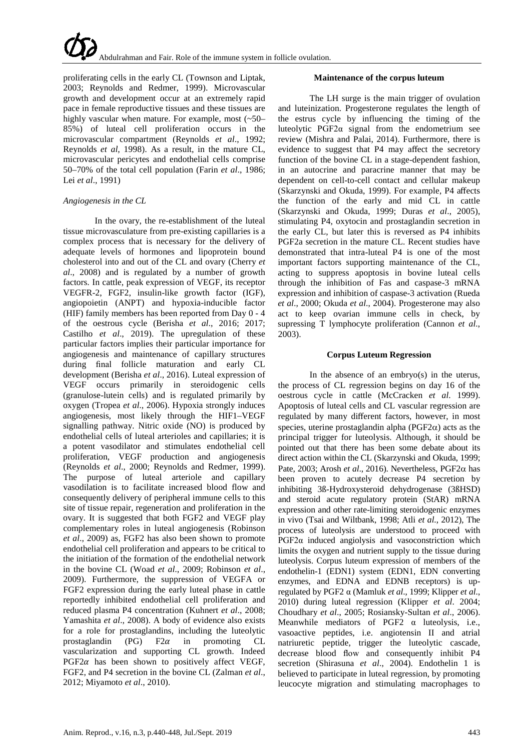proliferating cells in the early CL (Townson and Liptak, 2003; Reynolds and Redmer, 1999). Microvascular growth and development occur at an extremely rapid pace in female reproductive tissues and these tissues are highly vascular when mature. For example, most (~50–85%) of luteal cell proliferation occurs in the microvascular compartment (Reynolds *et al*., 1992; Reynolds *et al*, 1998). As a result, in the mature CL, microvascular pericytes and endothelial cells comprise 50–70% of the total cell population (Farin *et al*., 1986; Lei *et al*., 1991)

*Angiogenesis in the CL*

In the ovary, the re-establishment of the luteal tissue microvasculature from pre-existing capillaries is a complex process that is necessary for the delivery of adequate levels of hormones and lipoprotein bound cholesterol into and out of the CL and ovary (Cherry *et al*., 2008) and is regulated by a number of growth factors. In cattle, peak expression of VEGF, its receptor VEGFR-2, FGF2, insulin-like growth factor (IGF), angiopoietin (ANPT) and hypoxia-inducible factor (HIF) family members has been reported from Day 0 - 4 of the oestrous cycle (Berisha *et al*., 2016; 2017; Castilho *et al*., 2019). The upregulation of these particular factors implies their particular importance for angiogenesis and maintenance of capillary structures during final follicle maturation and early CL development (Berisha *et al*., 2016). Luteal expression of VEGF occurs primarily in steroidogenic cells (granulose-lutein cells) and is regulated primarily by oxygen (Tropea *et al*., 2006). Hypoxia strongly induces angiogenesis, most likely through the HIF1–VEGF signalling pathway. Nitric oxide (NO) is produced by endothelial cells of luteal arterioles and capillaries; it is a potent vasodilator and stimulates endothelial cell proliferation, VEGF production and angiogenesis (Reynolds *et al*., 2000; Reynolds and Redmer, 1999). The purpose of luteal arteriole and capillary vasodilation is to facilitate increased blood flow and consequently delivery of peripheral immune cells to this site of tissue repair, regeneration and proliferation in the ovary. It is suggested that both FGF2 and VEGF play complementary roles in luteal angiogenesis (Robinson *et al*., 2009) as, FGF2 has also been shown to promote endothelial cell proliferation and appears to be critical to the initiation of the formation of the endothelial network in the bovine CL (Woad *et al*., 2009; Robinson *et al*., 2009). Furthermore, the suppression of VEGFA or FGF2 expression during the early luteal phase in cattle reportedly inhibited endothelial cell proliferation and reduced plasma P4 concentration (Kuhnert *et al*., 2008; Yamashita *et al*., 2008). A body of evidence also exists for a role for prostaglandins, including the luteolytic prostaglandin (PG) F2*α* in promoting CL vascularization and supporting CL growth. Indeed PGF2*α* has been shown to positively affect VEGF, FGF2, and P4 secretion in the bovine CL (Zalman *et al*., 2012; Miyamoto *et al*., 2010).

## Maintenance of the corpus luteum

The LH surge is the main trigger of ovulation and luteinization. Progesterone regulates the length of the estrus cycle by influencing the timing of the luteolytic PGF2α signal from the endometrium see review (Mishra and Palai, 2014). Furthermore, there is evidence to suggest that P4 may affect the secretory function of the bovine CL in a stage-dependent fashion, in an autocrine and paracrine manner that may be dependent on cell-to-cell contact and cellular makeup (Skarzynski and Okuda, 1999). For example, P4 affects the function of the early and mid CL in cattle (Skarzynski and Okuda, 1999; Duras *et al*., 2005), stimulating P4, oxytocin and prostaglandin secretion in the early CL, but later this is reversed as P4 inhibits PGF2a secretion in the mature CL. Recent studies have demonstrated that intra-luteal P4 is one of the most important factors supporting maintenance of the CL, acting to suppress apoptosis in bovine luteal cells through the inhibition of Fas and caspase-3 mRNA expression and inhibition of caspase-3 activation (Rueda *et al*., 2000; Okuda *et al*., 2004). Progesterone may also act to keep ovarian immune cells in check, by supressing T lymphocyte proliferation (Cannon *et al*., 2003).

## Corpus Luteum Regression

In the absence of an embryo(s) in the uterus, the process of CL regression begins on day 16 of the oestrous cycle in cattle (McCracken *et al*. 1999). Apoptosis of luteal cells and CL vascular regression are regulated by many different factors, however, in most species, uterine prostaglandin alpha (PGF2α) acts as the principal trigger for luteolysis. Although, it should be pointed out that there has been some debate about its direct action within the CL (Skarzynski and Okuda, 1999; Pate, 2003; Arosh *et al*., 2016). Nevertheless, PGF2α has been proven to acutely decrease P4 secretion by inhibiting 3ß-Hydroxysteroid dehydrogenase (3ßHSD) and steroid acute regulatory protein (StAR) mRNA expression and other rate-limiting steroidogenic enzymes in vivo (Tsai and Wiltbank, 1998; Atli *et al*., 2012), The process of luteolysis are understood to proceed with PGF2α induced angiolysis and vasoconstriction which limits the oxygen and nutrient supply to the tissue during luteolysis. Corpus luteum expression of members of the endothelin-1 (EDN1) system (EDN1, EDN converting enzymes, and EDNA and EDNB receptors) is up-regulated by PGF2 α (Mamluk *et al*., 1999; Klipper *et al*., 2010) during luteal regression (Klipper *et al*. 2004; Choudhary *et al*., 2005; Rosiansky-Sultan *et al*., 2006). Meanwhile mediators of PGF2 α luteolysis, i.e., vasoactive peptides, i.e. angiotensin II and atrial natriuretic peptide, trigger the luteolytic cascade, decrease blood flow and consequently inhibit P4 secretion (Shirasuna *et al*., 2004). Endothelin 1 is believed to participate in luteal regression, by promoting leucocyte migration and stimulating macrophages to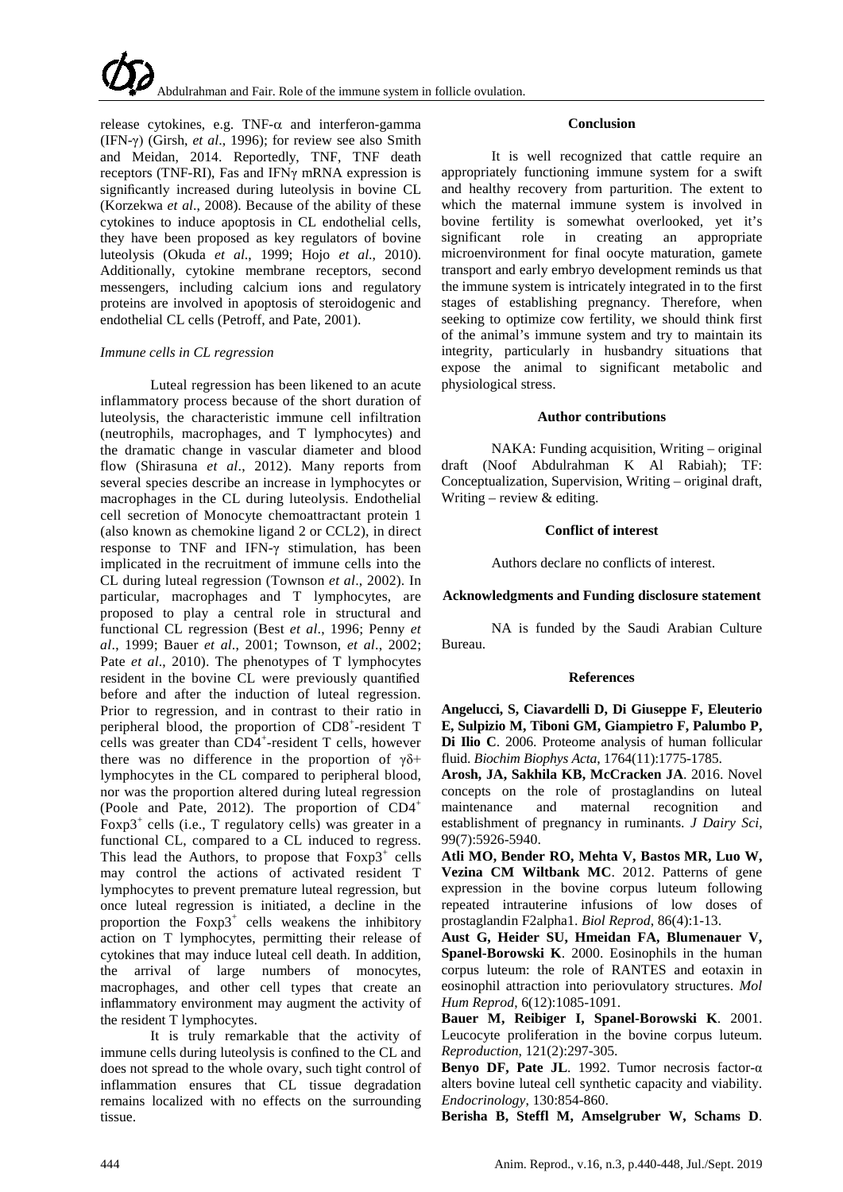release cytokines, e.g. TNF-$\alpha$ and interferon-gamma (IFN-$\gamma$) (Girsh, *et al*., 1996); for review see also Smith and Meidan, 2014. Reportedly, TNF, TNF death receptors (TNF-RI), Fas and IFN$\gamma$ mRNA expression is significantly increased during luteolysis in bovine CL (Korzekwa *et al*., 2008). Because of the ability of these cytokines to induce apoptosis in CL endothelial cells, they have been proposed as key regulators of bovine luteolysis (Okuda *et al*., 1999; Hojo *et al*., 2010). Additionally, cytokine membrane receptors, second messengers, including calcium ions and regulatory proteins are involved in apoptosis of steroidogenic and endothelial CL cells (Petroff, and Pate, 2001).

*Immune cells in CL regression*

Luteal regression has been likened to an acute inflammatory process because of the short duration of luteolysis, the characteristic immune cell infiltration (neutrophils, macrophages, and T lymphocytes) and the dramatic change in vascular diameter and blood flow (Shirasuna *et al*., 2012). Many reports from several species describe an increase in lymphocytes or macrophages in the CL during luteolysis. Endothelial cell secretion of Monocyte chemoattractant protein 1 (also known as chemokine ligand 2 or CCL2), in direct response to TNF and IFN-$\gamma$ stimulation, has been implicated in the recruitment of immune cells into the CL during luteal regression (Townson *et al*., 2002). In particular, macrophages and T lymphocytes, are proposed to play a central role in structural and functional CL regression (Best *et al*., 1996; Penny *et al*., 1999; Bauer *et al*., 2001; Townson, *et al*., 2002; Pate *et al*., 2010). The phenotypes of T lymphocytes resident in the bovine CL were previously quantified before and after the induction of luteal regression. Prior to regression, and in contrast to their ratio in peripheral blood, the proportion of $CD8^+$-resident T cells was greater than $CD4^+$-resident T cells, however there was no difference in the proportion of $\gamma\delta$+ lymphocytes in the CL compared to peripheral blood, nor was the proportion altered during luteal regression (Poole and Pate, 2012). The proportion of $CD4^+$ $Foxp3^+$ cells (i.e., T regulatory cells) was greater in a functional CL, compared to a CL induced to regress. This lead the Authors, to propose that $Foxp3^+$ cells may control the actions of activated resident T lymphocytes to prevent premature luteal regression, but once luteal regression is initiated, a decline in the proportion the $Foxp3^+$ cells weakens the inhibitory action on T lymphocytes, permitting their release of cytokines that may induce luteal cell death. In addition, the arrival of large numbers of monocytes, macrophages, and other cell types that create an inflammatory environment may augment the activity of the resident T lymphocytes.

It is truly remarkable that the activity of immune cells during luteolysis is confined to the CL and does not spread to the whole ovary, such tight control of inflammation ensures that CL tissue degradation remains localized with no effects on the surrounding tissue.

## Conclusion

It is well recognized that cattle require an appropriately functioning immune system for a swift and healthy recovery from parturition. The extent to which the maternal immune system is involved in bovine fertility is somewhat overlooked, yet it's significant role in creating an appropriate microenvironment for final oocyte maturation, gamete transport and early embryo development reminds us that the immune system is intricately integrated in to the first stages of establishing pregnancy. Therefore, when seeking to optimize cow fertility, we should think first of the animal's immune system and try to maintain its integrity, particularly in husbandry situations that expose the animal to significant metabolic and physiological stress.

## Author contributions

NAKA: Funding acquisition, Writing – original draft (Noof Abdulrahman K Al Rabiah); TF: Conceptualization, Supervision, Writing – original draft, Writing – review & editing.

## Conflict of interest

Authors declare no conflicts of interest.

## Acknowledgments and Funding disclosure statement

NA is funded by the Saudi Arabian Culture Bureau.

## References

**Angelucci, S, Ciavardelli D, Di Giuseppe F, Eleuterio E, Sulpizio M, Tiboni GM, Giampietro F, Palumbo P, Di Ilio C**. 2006. Proteome analysis of human follicular fluid. *Biochim Biophys Acta*, 1764(11):1775-1785.

**Arosh, JA, Sakhila KB, McCracken JA**. 2016. Novel concepts on the role of prostaglandins on luteal maintenance and maternal recognition and establishment of pregnancy in ruminants. *J Dairy Sci*, 99(7):5926-5940.

**Atli MO, Bender RO, Mehta V, Bastos MR, Luo W, Vezina CM Wiltbank MC**. 2012. Patterns of gene expression in the bovine corpus luteum following repeated intrauterine infusions of low doses of prostaglandin F2alpha1. *Biol Reprod*, 86(4):1-13.

**Aust G, Heider SU, Hmeidan FA, Blumenauer V, Spanel-Borowski K**. 2000. Eosinophils in the human corpus luteum: the role of RANTES and eotaxin in eosinophil attraction into periovulatory structures. *Mol Hum Reprod*, 6(12):1085-1091.

**Bauer M, Reibiger I, Spanel-Borowski K**. 2001. Leucocyte proliferation in the bovine corpus luteum. *Reproduction*, 121(2):297-305.

**Benyo DF, Pate JL**. 1992. Tumor necrosis factor-α alters bovine luteal cell synthetic capacity and viability. *Endocrinology*, 130:854-860.

**Berisha B, Steffl M, Amselgruber W, Schams D**.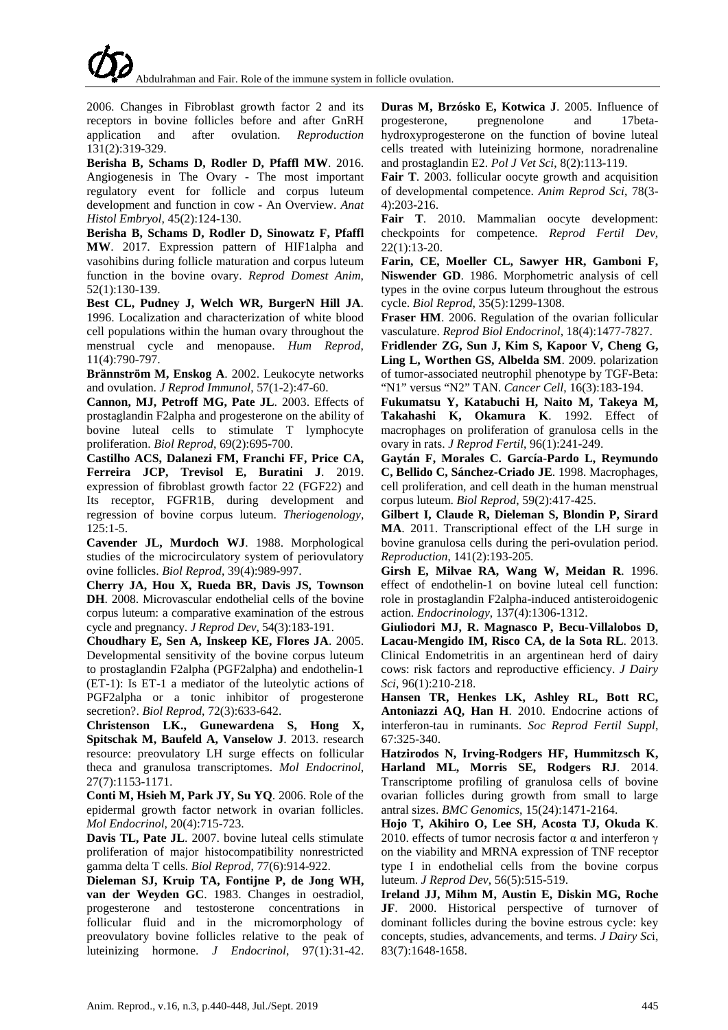2006. Changes in Fibroblast growth factor 2 and its receptors in bovine follicles before and after GnRH application and after ovulation. *Reproduction* 131(2):319-329.

**Berisha B, Schams D, Rodler D, Pfaffl MW**. 2016. Angiogenesis in The Ovary - The most important regulatory event for follicle and corpus luteum development and function in cow - An Overview. *Anat Histol Embryol*, 45(2):124-130.

**Berisha B, Schams D, Rodler D, Sinowatz F, Pfaffl MW**. 2017. Expression pattern of HIF1alpha and vasohibins during follicle maturation and corpus luteum function in the bovine ovary. *Reprod Domest Anim*, 52(1):130-139.

**Best CL, Pudney J, Welch WR, BurgerN Hill JA**. 1996. Localization and characterization of white blood cell populations within the human ovary throughout the menstrual cycle and menopause. *Hum Reprod*, 11(4):790-797.

**Brännström M, Enskog A**. 2002. Leukocyte networks and ovulation. *J Reprod Immunol*, 57(1-2):47-60.

**Cannon, MJ, Petroff MG, Pate JL**. 2003. Effects of prostaglandin F2alpha and progesterone on the ability of bovine luteal cells to stimulate T lymphocyte proliferation. *Biol Reprod*, 69(2):695-700.

**Castilho ACS, Dalanezi FM, Franchi FF, Price CA, Ferreira JCP, Trevisol E, Buratini J**. 2019. expression of fibroblast growth factor 22 (FGF22) and Its receptor, FGFR1B, during development and regression of bovine corpus luteum. *Theriogenology*, 125:1-5.

**Cavender JL, Murdoch WJ**. 1988. Morphological studies of the microcirculatory system of periovulatory ovine follicles. *Biol Reprod*, 39(4):989-997.

**Cherry JA, Hou X, Rueda BR, Davis JS, Townson DH**. 2008. Microvascular endothelial cells of the bovine corpus luteum: a comparative examination of the estrous cycle and pregnancy. *J Reprod Dev*, 54(3):183-191.

**Choudhary E, Sen A, Inskeep KE, Flores JA**. 2005. Developmental sensitivity of the bovine corpus luteum to prostaglandin F2alpha (PGF2alpha) and endothelin-1 (ET-1): Is ET-1 a mediator of the luteolytic actions of PGF2alpha or a tonic inhibitor of progesterone secretion?. *Biol Reprod*, 72(3):633-642.

**Christenson LK., Gunewardena S, Hong X, Spitschak M, Baufeld A, Vanselow J**. 2013. research resource: preovulatory LH surge effects on follicular theca and granulosa transcriptomes. *Mol Endocrinol*, 27(7):1153-1171.

**Conti M, Hsieh M, Park JY, Su YQ**. 2006. Role of the epidermal growth factor network in ovarian follicles. *Mol Endocrinol*, 20(4):715-723.

**Davis TL, Pate JL**. 2007. bovine luteal cells stimulate proliferation of major histocompatibility nonrestricted gamma delta T cells. *Biol Reprod*, 77(6):914-922.

**Dieleman SJ, Kruip TA, Fontijne P, de Jong WH, van der Weyden GC**. 1983. Changes in oestradiol, progesterone and testosterone concentrations in follicular fluid and in the micromorphology of preovulatory bovine follicles relative to the peak of luteinizing hormone. *J Endocrinol*, 97(1):31-42.

**Duras M, Brzósko E, Kotwica J**. 2005. Influence of progesterone, pregnenolone and 17beta-hydroxyprogesterone on the function of bovine luteal cells treated with luteinizing hormone, noradrenaline and prostaglandin E2. *Pol J Vet Sci*, 8(2):113-119.

**Fair T**. 2003. follicular oocyte growth and acquisition of developmental competence. *Anim Reprod Sci*, 78(3-4):203-216.

**Fair T**. 2010. Mammalian oocyte development: checkpoints for competence. *Reprod Fertil Dev*, 22(1):13-20.

**Farin, CE, Moeller CL, Sawyer HR, Gamboni F, Niswender GD**. 1986. Morphometric analysis of cell types in the ovine corpus luteum throughout the estrous cycle. *Biol Reprod*, 35(5):1299-1308.

**Fraser HM**. 2006. Regulation of the ovarian follicular vasculature. *Reprod Biol Endocrinol*, 18(4):1477-7827.

**Fridlender ZG, Sun J, Kim S, Kapoor V, Cheng G, Ling L, Worthen GS, Albelda SM**. 2009. polarization of tumor-associated neutrophil phenotype by TGF-Beta: "N1" versus "N2" TAN. *Cancer Cell*, 16(3):183-194.

**Fukumatsu Y, Katabuchi H, Naito M, Takeya M, Takahashi K, Okamura K**. 1992. Effect of macrophages on proliferation of granulosa cells in the ovary in rats. *J Reprod Fertil*, 96(1):241-249.

**Gaytán F, Morales C. García-Pardo L, Reymundo C, Bellido C, Sánchez-Criado JE**. 1998. Macrophages, cell proliferation, and cell death in the human menstrual corpus luteum. *Biol Reprod*, 59(2):417-425.

**Gilbert I, Claude R, Dieleman S, Blondin P, Sirard MA**. 2011. Transcriptional effect of the LH surge in bovine granulosa cells during the peri-ovulation period. *Reproduction*, 141(2):193-205.

**Girsh E, Milvae RA, Wang W, Meidan R**. 1996. effect of endothelin-1 on bovine luteal cell function: role in prostaglandin F2alpha-induced antisteroidogenic action. *Endocrinology*, 137(4):1306-1312.

**Giuliodori MJ, R. Magnasco P, Becu-Villalobos D, Lacau-Mengido IM, Risco CA, de la Sota RL**. 2013. Clinical Endometritis in an argentinean herd of dairy cows: risk factors and reproductive efficiency. *J Dairy Sci*, 96(1):210-218.

**Hansen TR, Henkes LK, Ashley RL, Bott RC, Antoniazzi AQ, Han H**. 2010. Endocrine actions of interferon-tau in ruminants. *Soc Reprod Fertil Suppl*, 67:325-340.

**Hatzirodos N, Irving-Rodgers HF, Hummitzsch K, Harland ML, Morris SE, Rodgers RJ**. 2014. Transcriptome profiling of granulosa cells of bovine ovarian follicles during growth from small to large antral sizes. *BMC Genomics*, 15(24):1471-2164.

**Hojo T, Akihiro O, Lee SH, Acosta TJ, Okuda K**. 2010. effects of tumor necrosis factor α and interferon γ on the viability and MRNA expression of TNF receptor type I in endothelial cells from the bovine corpus luteum. *J Reprod Dev*, 56(5):515-519.

**Ireland JJ, Mihm M, Austin E, Diskin MG, Roche JF**. 2000. Historical perspective of turnover of dominant follicles during the bovine estrous cycle: key concepts, studies, advancements, and terms. *J Dairy Sci*, 83(7):1648-1658.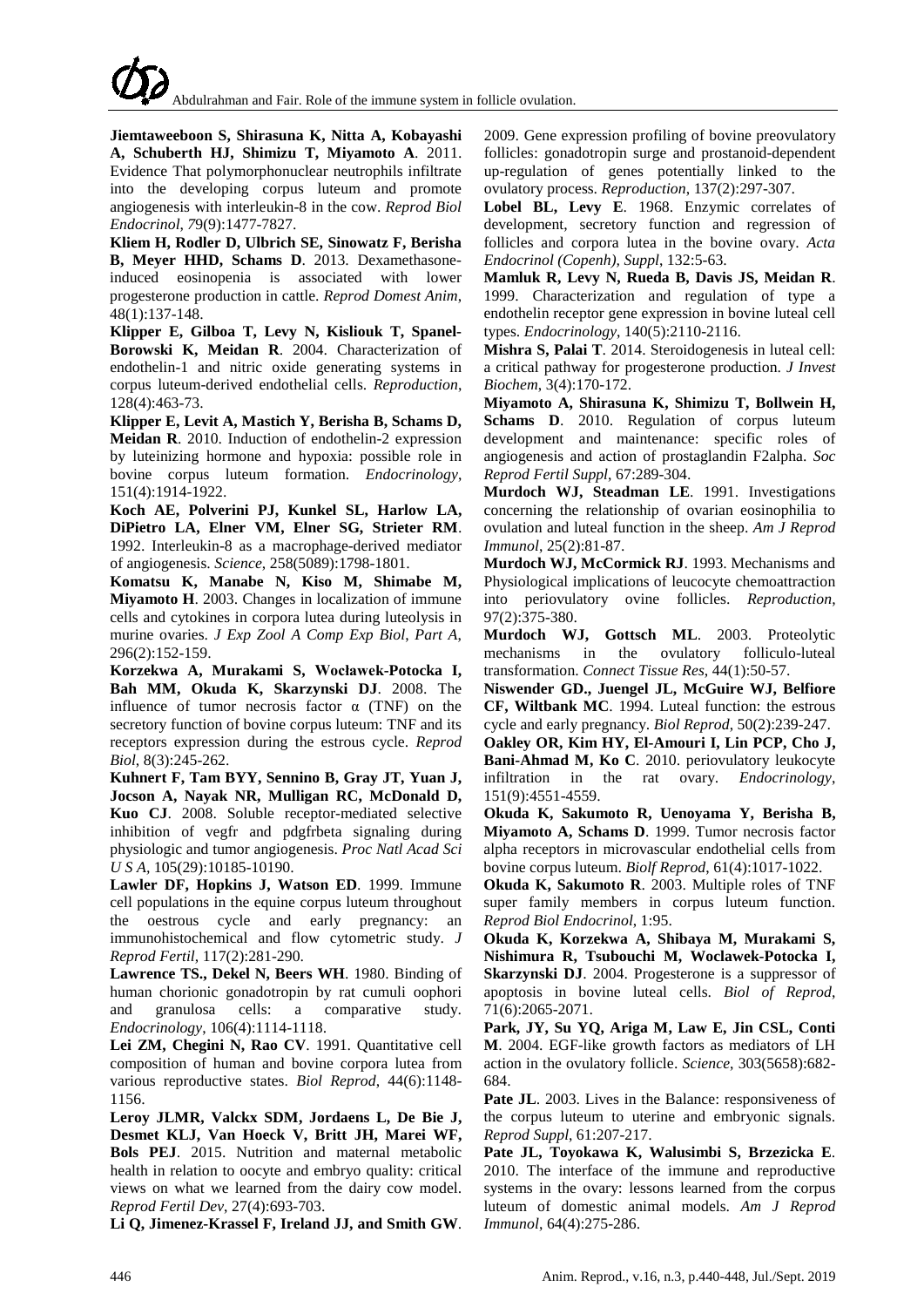**Jiemtaweeboon S, Shirasuna K, Nitta A, Kobayashi A, Schuberth HJ, Shimizu T, Miyamoto A**. 2011. Evidence That polymorphonuclear neutrophils infiltrate into the developing corpus luteum and promote angiogenesis with interleukin-8 in the cow. *Reprod Biol Endocrinol*, 79(9):1477-7827.

**Kliem H, Rodler D, Ulbrich SE, Sinowatz F, Berisha B, Meyer HHD, Schams D**. 2013. Dexamethasone-induced eosinopenia is associated with lower progesterone production in cattle. *Reprod Domest Anim*, 48(1):137-148.

**Klipper E, Gilboa T, Levy N, Kisliouk T, Spanel-Borowski K, Meidan R**. 2004. Characterization of endothelin-1 and nitric oxide generating systems in corpus luteum-derived endothelial cells. *Reproduction*, 128(4):463-73.

**Klipper E, Levit A, Mastich Y, Berisha B, Schams D, Meidan R**. 2010. Induction of endothelin-2 expression by luteinizing hormone and hypoxia: possible role in bovine corpus luteum formation. *Endocrinology*, 151(4):1914-1922.

**Koch AE, Polverini PJ, Kunkel SL, Harlow LA, DiPietro LA, Elner VM, Elner SG, Strieter RM**. 1992. Interleukin-8 as a macrophage-derived mediator of angiogenesis. *Science*, 258(5089):1798-1801.

**Komatsu K, Manabe N, Kiso M, Shimabe M, Miyamoto H**. 2003. Changes in localization of immune cells and cytokines in corpora lutea during luteolysis in murine ovaries. *J Exp Zool A Comp Exp Biol, Part A*, 296(2):152-159.

**Korzekwa A, Murakami S, Woclawek-Potocka I, Bah MM, Okuda K, Skarzynski DJ**. 2008. The influence of tumor necrosis factor α (TNF) on the secretory function of bovine corpus luteum: TNF and its receptors expression during the estrous cycle. *Reprod Biol*, 8(3):245-262.

**Kuhnert F, Tam BYY, Sennino B, Gray JT, Yuan J, Jocson A, Nayak NR, Mulligan RC, McDonald D, Kuo CJ**. 2008. Soluble receptor-mediated selective inhibition of vegfr and pdgfrbeta signaling during physiologic and tumor angiogenesis. *Proc Natl Acad Sci U S A*, 105(29):10185-10190.

**Lawler DF, Hopkins J, Watson ED**. 1999. Immune cell populations in the equine corpus luteum throughout the oestrous cycle and early pregnancy: an immunohistochemical and flow cytometric study. *J Reprod Fertil*, 117(2):281-290.

**Lawrence TS., Dekel N, Beers WH**. 1980. Binding of human chorionic gonadotropin by rat cumuli oophori and granulosa cells: a comparative study. *Endocrinology*, 106(4):1114-1118.

**Lei ZM, Chegini N, Rao CV**. 1991. Quantitative cell composition of human and bovine corpora lutea from various reproductive states. *Biol Reprod*, 44(6):1148-1156.

**Leroy JLMR, Valckx SDM, Jordaens L, De Bie J, Desmet KLJ, Van Hoeck V, Britt JH, Marei WF, Bols PEJ**. 2015. Nutrition and maternal metabolic health in relation to oocyte and embryo quality: critical views on what we learned from the dairy cow model. *Reprod Fertil Dev*, 27(4):693-703.

**Li Q, Jimenez-Krassel F, Ireland JJ, and Smith GW**. 2009. Gene expression profiling of bovine preovulatory follicles: gonadotropin surge and prostanoid-dependent up-regulation of genes potentially linked to the ovulatory process. *Reproduction*, 137(2):297-307.

**Lobel BL, Levy E**. 1968. Enzymic correlates of development, secretory function and regression of follicles and corpora lutea in the bovine ovary. *Acta Endocrinol (Copenh), Suppl*, 132:5-63.

**Mamluk R, Levy N, Rueda B, Davis JS, Meidan R**. 1999. Characterization and regulation of type a endothelin receptor gene expression in bovine luteal cell types. *Endocrinology*, 140(5):2110-2116.

**Mishra S, Palai T**. 2014. Steroidogenesis in luteal cell: a critical pathway for progesterone production. *J Invest Biochem*, 3(4):170-172.

**Miyamoto A, Shirasuna K, Shimizu T, Bollwein H, Schams D**. 2010. Regulation of corpus luteum development and maintenance: specific roles of angiogenesis and action of prostaglandin F2alpha. *Soc Reprod Fertil Suppl*, 67:289-304.

**Murdoch WJ, Steadman LE**. 1991. Investigations concerning the relationship of ovarian eosinophilia to ovulation and luteal function in the sheep. *Am J Reprod Immunol*, 25(2):81-87.

**Murdoch WJ, McCormick RJ**. 1993. Mechanisms and Physiological implications of leucocyte chemoattraction into periovulatory ovine follicles. *Reproduction*, 97(2):375-380.

**Murdoch WJ, Gottsch ML**. 2003. Proteolytic mechanisms in the ovulatory folliculo-luteal transformation. *Connect Tissue Res*, 44(1):50-57.

**Niswender GD., Juengel JL, McGuire WJ, Belfiore CF, Wiltbank MC**. 1994. Luteal function: the estrous cycle and early pregnancy. *Biol Reprod*, 50(2):239-247.

**Oakley OR, Kim HY, El-Amouri I, Lin PCP, Cho J, Bani-Ahmad M, Ko C**. 2010. periovulatory leukocyte infiltration in the rat ovary. *Endocrinology*, 151(9):4551-4559.

**Okuda K, Sakumoto R, Uenoyama Y, Berisha B, Miyamoto A, Schams D**. 1999. Tumor necrosis factor alpha receptors in microvascular endothelial cells from bovine corpus luteum. *Biolf Reprod*, 61(4):1017-1022.

**Okuda K, Sakumoto R**. 2003. Multiple roles of TNF super family members in corpus luteum function. *Reprod Biol Endocrinol*, 1:95.

**Okuda K, Korzekwa A, Shibaya M, Murakami S, Nishimura R, Tsubouchi M, Woclawek-Potocka I, Skarzynski DJ**. 2004. Progesterone is a suppressor of apoptosis in bovine luteal cells. *Biol of Reprod*, 71(6):2065-2071.

**Park, JY, Su YQ, Ariga M, Law E, Jin CSL, Conti M**. 2004. EGF-like growth factors as mediators of LH action in the ovulatory follicle. *Science*, 303(5658):682-684.

**Pate JL**. 2003. Lives in the Balance: responsiveness of the corpus luteum to uterine and embryonic signals. *Reprod Suppl*, 61:207-217.

**Pate JL, Toyokawa K, Walusimbi S, Brzezicka E**. 2010. The interface of the immune and reproductive systems in the ovary: lessons learned from the corpus luteum of domestic animal models. *Am J Reprod Immunol*, 64(4):275-286.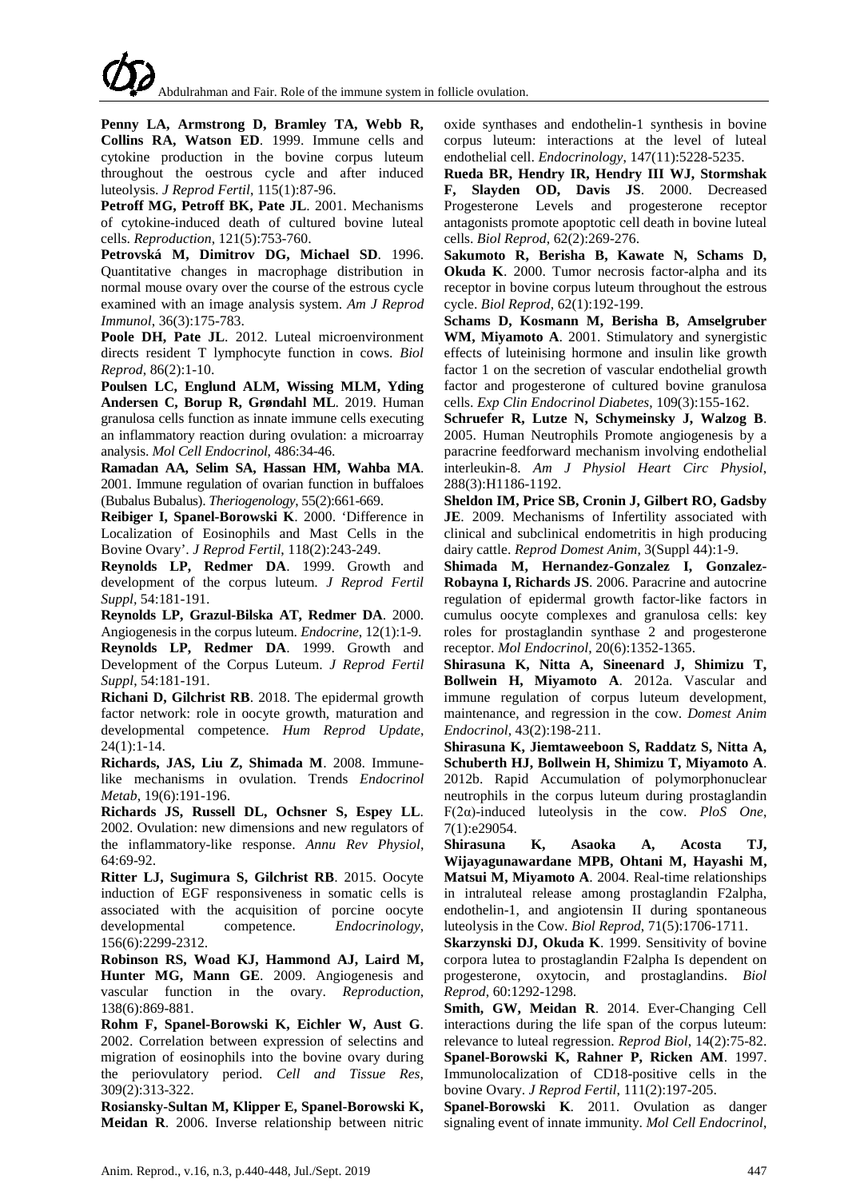**Penny LA, Armstrong D, Bramley TA, Webb R, Collins RA, Watson ED**. 1999. Immune cells and cytokine production in the bovine corpus luteum throughout the oestrous cycle and after induced luteolysis. *J Reprod Fertil*, 115(1):87-96.

**Petroff MG, Petroff BK, Pate JL**. 2001. Mechanisms of cytokine-induced death of cultured bovine luteal cells. *Reproduction*, 121(5):753-760.

**Petrovská M, Dimitrov DG, Michael SD**. 1996. Quantitative changes in macrophage distribution in normal mouse ovary over the course of the estrous cycle examined with an image analysis system. *Am J Reprod Immunol*, 36(3):175-783.

**Poole DH, Pate JL**. 2012. Luteal microenvironment directs resident T lymphocyte function in cows. *Biol Reprod*, 86(2):1-10.

**Poulsen LC, Englund ALM, Wissing MLM, Yding Andersen C, Borup R, Grøndahl ML**. 2019. Human granulosa cells function as innate immune cells executing an inflammatory reaction during ovulation: a microarray analysis. *Mol Cell Endocrinol*, 486:34-46.

**Ramadan AA, Selim SA, Hassan HM, Wahba MA**. 2001. Immune regulation of ovarian function in buffaloes (Bubalus Bubalus). *Theriogenology*, 55(2):661-669.

**Reibiger I, Spanel-Borowski K**. 2000. 'Difference in Localization of Eosinophils and Mast Cells in the Bovine Ovary'. *J Reprod Fertil*, 118(2):243-249.

**Reynolds LP, Redmer DA**. 1999. Growth and development of the corpus luteum. *J Reprod Fertil Suppl*, 54:181-191.

**Reynolds LP, Grazul-Bilska AT, Redmer DA**. 2000. Angiogenesis in the corpus luteum. *Endocrine*, 12(1):1-9.

**Reynolds LP, Redmer DA**. 1999. Growth and Development of the Corpus Luteum. *J Reprod Fertil Suppl*, 54:181-191.

**Richani D, Gilchrist RB**. 2018. The epidermal growth factor network: role in oocyte growth, maturation and developmental competence. *Hum Reprod Update*, 24(1):1-14.

**Richards, JAS, Liu Z, Shimada M**. 2008. Immune-like mechanisms in ovulation. Trends *Endocrinol Metab*, 19(6):191-196.

**Richards JS, Russell DL, Ochsner S, Espey LL**. 2002. Ovulation: new dimensions and new regulators of the inflammatory-like response. *Annu Rev Physiol*, 64:69-92.

**Ritter LJ, Sugimura S, Gilchrist RB**. 2015. Oocyte induction of EGF responsiveness in somatic cells is associated with the acquisition of porcine oocyte developmental competence. *Endocrinology*, 156(6):2299-2312.

**Robinson RS, Woad KJ, Hammond AJ, Laird M, Hunter MG, Mann GE**. 2009. Angiogenesis and vascular function in the ovary. *Reproduction*, 138(6):869-881.

**Rohm F, Spanel-Borowski K, Eichler W, Aust G**. 2002. Correlation between expression of selectins and migration of eosinophils into the bovine ovary during the periovulatory period. *Cell and Tissue Res*, 309(2):313-322.

**Rosiansky-Sultan M, Klipper E, Spanel-Borowski K, Meidan R**. 2006. Inverse relationship between nitric oxide synthases and endothelin-1 synthesis in bovine corpus luteum: interactions at the level of luteal endothelial cell. *Endocrinology*, 147(11):5228-5235.

**Rueda BR, Hendry IR, Hendry III WJ, Stormshak F, Slayden OD, Davis JS**. 2000. Decreased Progesterone Levels and progesterone receptor antagonists promote apoptotic cell death in bovine luteal cells. *Biol Reprod*, 62(2):269-276.

**Sakumoto R, Berisha B, Kawate N, Schams D, Okuda K**. 2000. Tumor necrosis factor-alpha and its receptor in bovine corpus luteum throughout the estrous cycle. *Biol Reprod*, 62(1):192-199.

**Schams D, Kosmann M, Berisha B, Amselgruber WM, Miyamoto A**. 2001. Stimulatory and synergistic effects of luteinising hormone and insulin like growth factor 1 on the secretion of vascular endothelial growth factor and progesterone of cultured bovine granulosa cells. *Exp Clin Endocrinol Diabetes*, 109(3):155-162.

**Schruefer R, Lutze N, Schymeinsky J, Walzog B**. 2005. Human Neutrophils Promote angiogenesis by a paracrine feedforward mechanism involving endothelial interleukin-8. *Am J Physiol Heart Circ Physiol*, 288(3):H1186-1192.

**Sheldon IM, Price SB, Cronin J, Gilbert RO, Gadsby JE**. 2009. Mechanisms of Infertility associated with clinical and subclinical endometritis in high producing dairy cattle. *Reprod Domest Anim*, 3(Suppl 44):1-9.

**Shimada M, Hernandez-Gonzalez I, Gonzalez-Robayna I, Richards JS**. 2006. Paracrine and autocrine regulation of epidermal growth factor-like factors in cumulus oocyte complexes and granulosa cells: key roles for prostaglandin synthase 2 and progesterone receptor. *Mol Endocrinol*, 20(6):1352-1365.

**Shirasuna K, Nitta A, Sineenard J, Shimizu T, Bollwein H, Miyamoto A**. 2012a. Vascular and immune regulation of corpus luteum development, maintenance, and regression in the cow. *Domest Anim Endocrinol*, 43(2):198-211.

**Shirasuna K, Jiemtaweeboon S, Raddatz S, Nitta A, Schuberth HJ, Bollwein H, Shimizu T, Miyamoto A**. 2012b. Rapid Accumulation of polymorphonuclear neutrophils in the corpus luteum during prostaglandin F(2α)-induced luteolysis in the cow. *PloS One*, 7(1):e29054.

**Shirasuna K, Asaoka A, Acosta TJ, Wijayagunawardane MPB, Ohtani M, Hayashi M, Matsui M, Miyamoto A**. 2004. Real-time relationships in intraluteal release among prostaglandin F2alpha, endothelin-1, and angiotensin II during spontaneous luteolysis in the Cow. *Biol Reprod*, 71(5):1706-1711.

**Skarzynski DJ, Okuda K**. 1999. Sensitivity of bovine corpora lutea to prostaglandin F2alpha Is dependent on progesterone, oxytocin, and prostaglandins. *Biol Reprod*, 60:1292-1298.

**Smith, GW, Meidan R**. 2014. Ever-Changing Cell interactions during the life span of the corpus luteum: relevance to luteal regression. *Reprod Biol*, 14(2):75-82.

**Spanel-Borowski K, Rahner P, Ricken AM**. 1997. Immunolocalization of CD18-positive cells in the bovine Ovary. *J Reprod Fertil*, 111(2):197-205.

**Spanel-Borowski K**. 2011. Ovulation as danger signaling event of innate immunity. *Mol Cell Endocrinol*,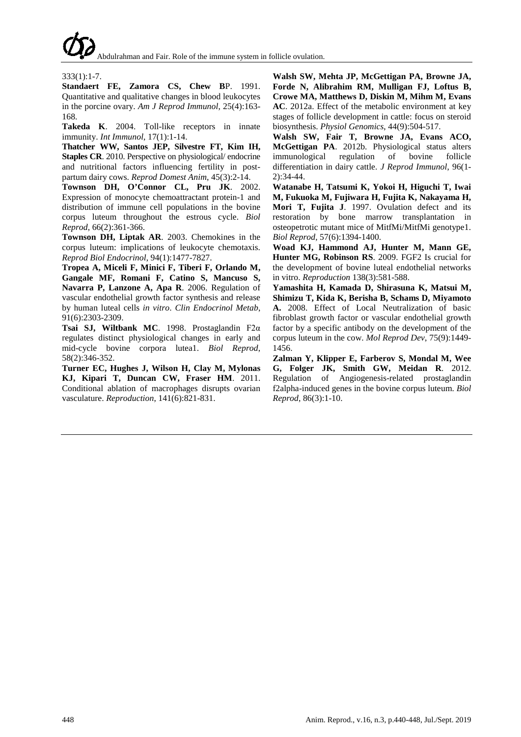333(1):1-7.

**Standaert FE, Zamora CS, Chew BP**. 1991. Quantitative and qualitative changes in blood leukocytes in the porcine ovary. *Am J Reprod Immunol*, 25(4):163-168.

**Takeda K**. 2004. Toll-like receptors in innate immunity. *Int Immunol*, 17(1):1-14.

**Thatcher WW, Santos JEP, Silvestre FT, Kim IH, Staples CR**. 2010. Perspective on physiological/ endocrine and nutritional factors influencing fertility in post-partum dairy cows. *Reprod Domest Anim*, 45(3):2-14.

**Townson DH, O'Connor CL, Pru JK**. 2002. Expression of monocyte chemoattractant protein-1 and distribution of immune cell populations in the bovine corpus luteum throughout the estrous cycle. *Biol Reprod*, 66(2):361-366.

**Townson DH, Liptak AR**. 2003. Chemokines in the corpus luteum: implications of leukocyte chemotaxis. *Reprod Biol Endocrinol*, 94(1):1477-7827.

**Tropea A, Miceli F, Minici F, Tiberi F, Orlando M, Gangale MF, Romani F, Catino S, Mancuso S, Navarra P, Lanzone A, Apa R**. 2006. Regulation of vascular endothelial growth factor synthesis and release by human luteal cells *in vitro*. *Clin Endocrinol Metab*, 91(6):2303-2309.

**Tsai SJ, Wiltbank MC**. 1998. Prostaglandin F2α regulates distinct physiological changes in early and mid-cycle bovine corpora lutea1. *Biol Reprod*, 58(2):346-352.

**Turner EC, Hughes J, Wilson H, Clay M, Mylonas KJ, Kipari T, Duncan CW, Fraser HM**. 2011. Conditional ablation of macrophages disrupts ovarian vasculature. *Reproduction*, 141(6):821-831.

**Walsh SW, Mehta JP, McGettigan PA, Browne JA, Forde N, Alibrahim RM, Mulligan FJ, Loftus B, Crowe MA, Matthews D, Diskin M, Mihm M, Evans AC**. 2012a. Effect of the metabolic environment at key stages of follicle development in cattle: focus on steroid biosynthesis. *Physiol Genomics*, 44(9):504-517.

**Walsh SW, Fair T, Browne JA, Evans ACO, McGettigan PA**. 2012b. Physiological status alters immunological regulation of bovine follicle differentiation in dairy cattle. *J Reprod Immunol*, 96(1-2):34-44.

**Watanabe H, Tatsumi K, Yokoi H, Higuchi T, Iwai M, Fukuoka M, Fujiwara H, Fujita K, Nakayama H, Mori T, Fujita J**. 1997. Ovulation defect and its restoration by bone marrow transplantation in osteopetrotic mutant mice of MitfMi/MitfMi genotype1. *Biol Reprod*, 57(6):1394-1400.

**Woad KJ, Hammond AJ, Hunter M, Mann GE, Hunter MG, Robinson RS**. 2009. FGF2 Is crucial for the development of bovine luteal endothelial networks in vitro. *Reproduction* 138(3):581-588.

**Yamashita H, Kamada D, Shirasuna K, Matsui M, Shimizu T, Kida K, Berisha B, Schams D, Miyamoto A.** 2008. Effect of Local Neutralization of basic fibroblast growth factor or vascular endothelial growth factor by a specific antibody on the development of the corpus luteum in the cow. *Mol Reprod Dev*, 75(9):1449-1456.

**Zalman Y, Klipper E, Farberov S, Mondal M, Wee G, Folger JK, Smith GW, Meidan R**. 2012. Regulation of Angiogenesis-related prostaglandin f2alpha-induced genes in the bovine corpus luteum. *Biol Reprod*, 86(3):1-10.